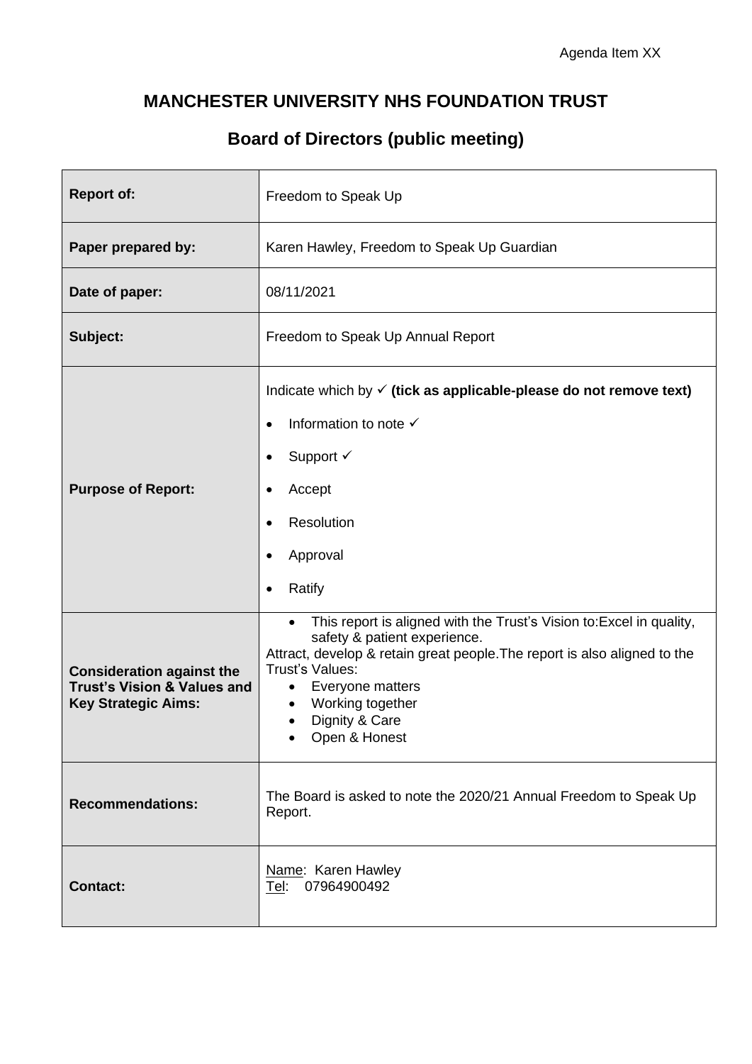Agenda Item XX

# MANCHESTER UNIVERSITY NHS FOUNDATION TRUST

## Board of Directors (public meeting)

| | |
|---|---|
| **Report of:** | Freedom to Speak Up |
| **Paper prepared by:** | Karen Hawley, Freedom to Speak Up Guardian |
| **Date of paper:** | 08/11/2021 |
| **Subject:** | Freedom to Speak Up Annual Report |
| **Purpose of Report:** | Indicate which by ✓ **(tick as applicable-please do not remove text)**<br>• Information to note ✓<br>• Support ✓<br>• Accept<br>• Resolution<br>• Approval<br>• Ratify |
| **Consideration against the Trust's Vision & Values and Key Strategic Aims:** | • This report is aligned with the Trust's Vision to:Excel in quality, safety & patient experience.<br>Attract, develop & retain great people.The report is also aligned to the Trust's Values:<br>• Everyone matters<br>• Working together<br>• Dignity & Care<br>• Open & Honest |
| **Recommendations:** | The Board is asked to note the 2020/21 Annual Freedom to Speak Up Report. |
| **Contact:** | Name: Karen Hawley<br>Tel: 07964900492 |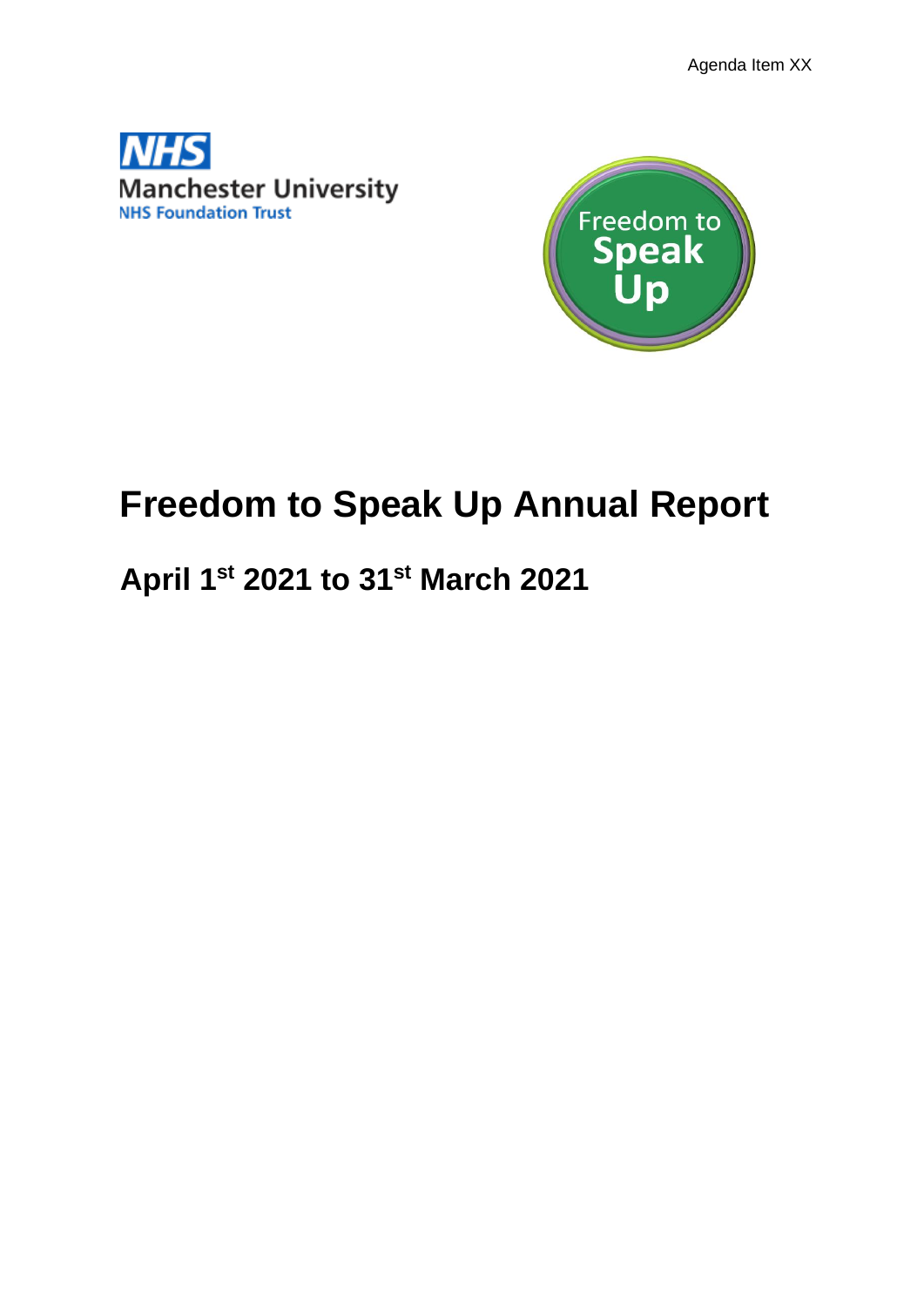Agenda Item XX

NHS
Manchester University
NHS Foundation Trust

Freedom to Speak Up

# Freedom to Speak Up Annual Report

## April 1st 2021 to 31st March 2021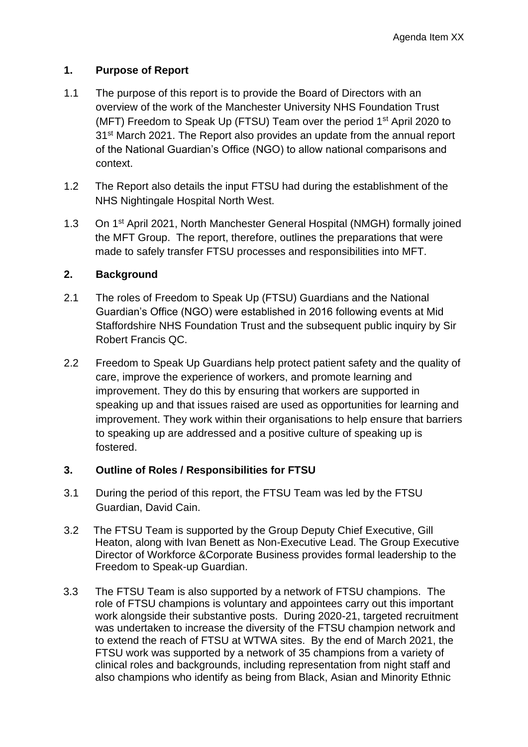## 1. Purpose of Report

1.1 The purpose of this report is to provide the Board of Directors with an overview of the work of the Manchester University NHS Foundation Trust (MFT) Freedom to Speak Up (FTSU) Team over the period 1st April 2020 to 31st March 2021. The Report also provides an update from the annual report of the National Guardian's Office (NGO) to allow national comparisons and context.

1.2 The Report also details the input FTSU had during the establishment of the NHS Nightingale Hospital North West.

1.3 On 1st April 2021, North Manchester General Hospital (NMGH) formally joined the MFT Group. The report, therefore, outlines the preparations that were made to safely transfer FTSU processes and responsibilities into MFT.

## 2. Background

2.1 The roles of Freedom to Speak Up (FTSU) Guardians and the National Guardian's Office (NGO) were established in 2016 following events at Mid Staffordshire NHS Foundation Trust and the subsequent public inquiry by Sir Robert Francis QC.

2.2 Freedom to Speak Up Guardians help protect patient safety and the quality of care, improve the experience of workers, and promote learning and improvement. They do this by ensuring that workers are supported in speaking up and that issues raised are used as opportunities for learning and improvement. They work within their organisations to help ensure that barriers to speaking up are addressed and a positive culture of speaking up is fostered.

## 3. Outline of Roles / Responsibilities for FTSU

3.1 During the period of this report, the FTSU Team was led by the FTSU Guardian, David Cain.

3.2 The FTSU Team is supported by the Group Deputy Chief Executive, Gill Heaton, along with Ivan Benett as Non-Executive Lead. The Group Executive Director of Workforce &Corporate Business provides formal leadership to the Freedom to Speak-up Guardian.

3.3 The FTSU Team is also supported by a network of FTSU champions. The role of FTSU champions is voluntary and appointees carry out this important work alongside their substantive posts. During 2020-21, targeted recruitment was undertaken to increase the diversity of the FTSU champion network and to extend the reach of FTSU at WTWA sites. By the end of March 2021, the FTSU work was supported by a network of 35 champions from a variety of clinical roles and backgrounds, including representation from night staff and also champions who identify as being from Black, Asian and Minority Ethnic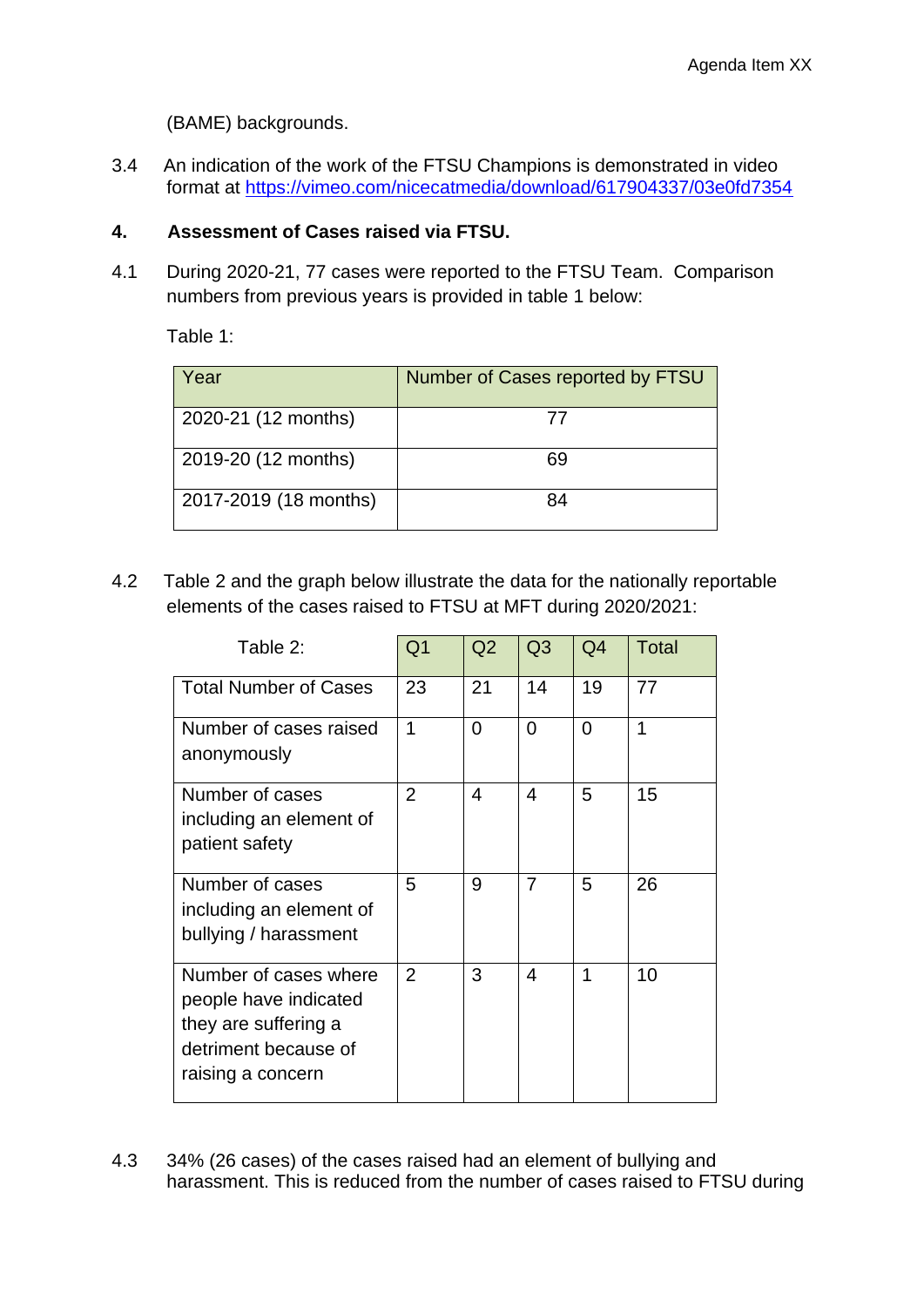(BAME) backgrounds.

3.4 An indication of the work of the FTSU Champions is demonstrated in video format at https://vimeo.com/nicecatmedia/download/617904337/03e0fd7354

## 4. Assessment of Cases raised via FTSU.

4.1 During 2020-21, 77 cases were reported to the FTSU Team. Comparison numbers from previous years is provided in table 1 below:

Table 1:

| Year | Number of Cases reported by FTSU |
|---|---|
| 2020-21 (12 months) | 77 |
| 2019-20 (12 months) | 69 |
| 2017-2019 (18 months) | 84 |

4.2 Table 2 and the graph below illustrate the data for the nationally reportable elements of the cases raised to FTSU at MFT during 2020/2021:

| Table 2: | Q1 | Q2 | Q3 | Q4 | Total |
|---|---|---|---|---|---|
| Total Number of Cases | 23 | 21 | 14 | 19 | 77 |
| Number of cases raised anonymously | 1 | 0 | 0 | 0 | 1 |
| Number of cases including an element of patient safety | 2 | 4 | 4 | 5 | 15 |
| Number of cases including an element of bullying / harassment | 5 | 9 | 7 | 5 | 26 |
| Number of cases where people have indicated they are suffering a detriment because of raising a concern | 2 | 3 | 4 | 1 | 10 |

4.3 34% (26 cases) of the cases raised had an element of bullying and harassment. This is reduced from the number of cases raised to FTSU during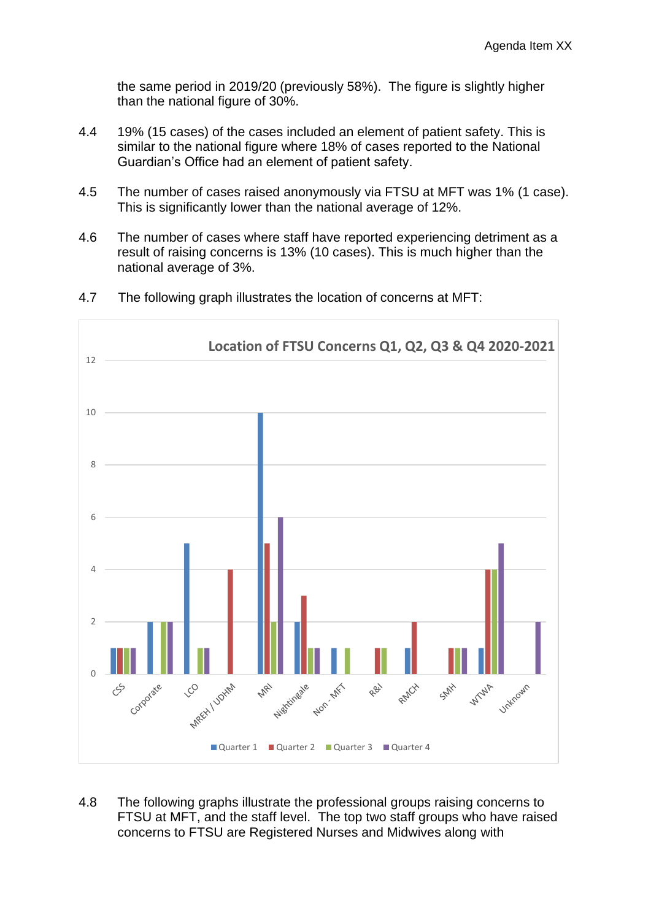the same period in 2019/20 (previously 58%). The figure is slightly higher than the national figure of 30%.

4.4 19% (15 cases) of the cases included an element of patient safety. This is similar to the national figure where 18% of cases reported to the National Guardian's Office had an element of patient safety.

4.5 The number of cases raised anonymously via FTSU at MFT was 1% (1 case). This is significantly lower than the national average of 12%.

4.6 The number of cases where staff have reported experiencing detriment as a result of raising concerns is 13% (10 cases). This is much higher than the national average of 3%.

4.7 The following graph illustrates the location of concerns at MFT:

**Location of FTSU Concerns Q1, Q2, Q3 & Q4 2020-2021**

| Location | Quarter 1 | Quarter 2 | Quarter 3 | Quarter 4 |
|---|---|---|---|---|
| CSS | 1 | 1 | 1 | 1 |
| Corporate | 2 | | 2 | 2 |
| LCO | 5 | | 1 | 1 |
| MREH / UDHM | | 4 | | |
| MRI | 10 | 5 | 2 | 6 |
| Nightingale | 2 | 3 | 1 | 1 |
| Non - MFT | 1 | | 1 | |
| R&I | | 1 | 1 | |
| RMCH | 1 | 2 | | |
| SMH | | 1 | 1 | 1 |
| WTWA | 1 | 4 | 4 | 5 |
| Unknown | | | | 2 |

4.8 The following graphs illustrate the professional groups raising concerns to FTSU at MFT, and the staff level. The top two staff groups who have raised concerns to FTSU are Registered Nurses and Midwives along with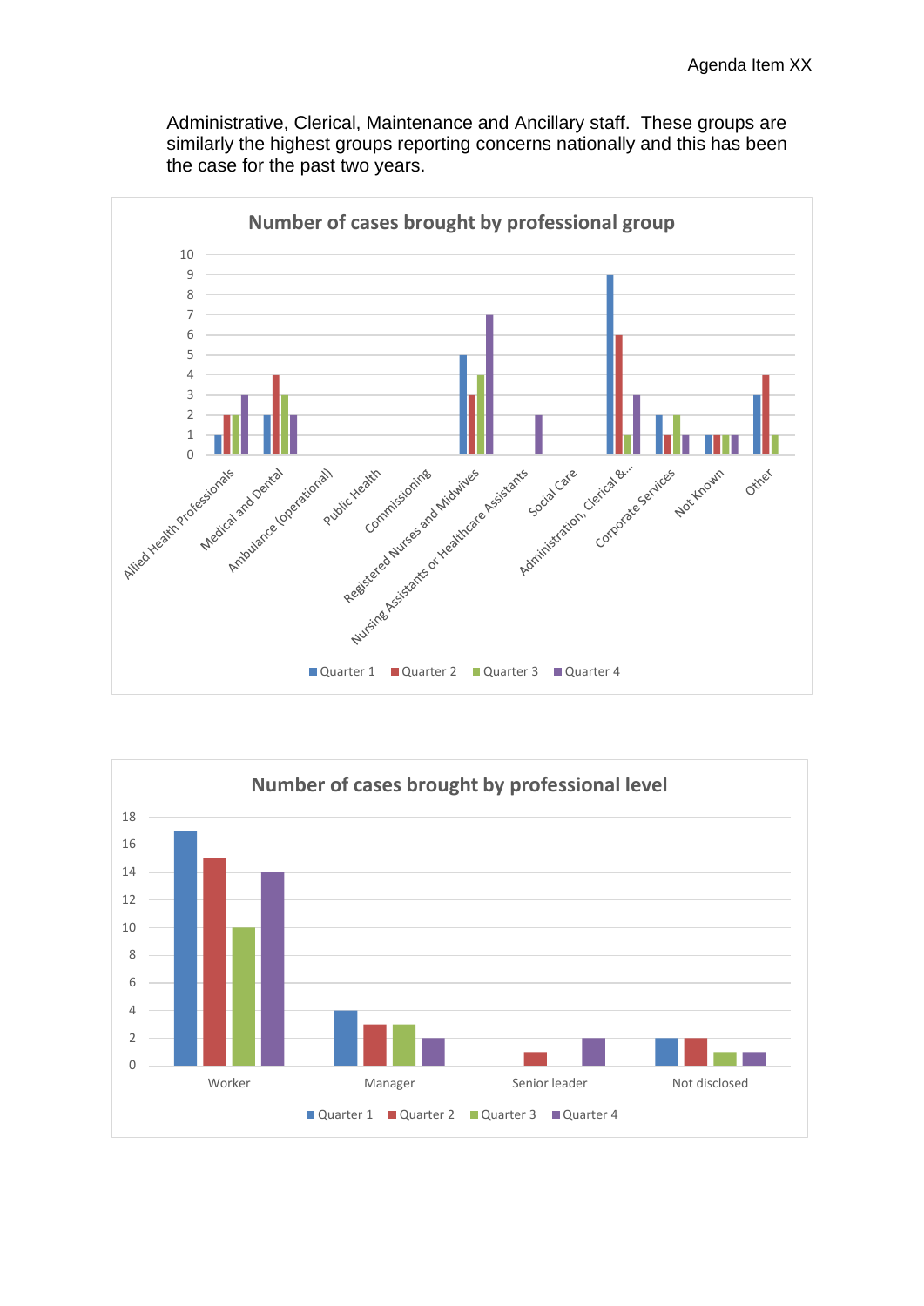Administrative, Clerical, Maintenance and Ancillary staff. These groups are similarly the highest groups reporting concerns nationally and this has been the case for the past two years.

**Number of cases brought by professional group**

| Professional group | Quarter 1 | Quarter 2 | Quarter 3 | Quarter 4 |
|---|---|---|---|---|
| Allied Health Professionals | 1 | 2 | 2 | 3 |
| Medical and Dental | 2 | 4 | 3 | 2 |
| Ambulance (operational) | | | | |
| Public Health | | | | |
| Commissioning | | | | |
| Registered Nurses and Midwives | 5 | 3 | 4 | 7 |
| Nursing Assistants or Healthcare Assistants | | | | 2 |
| Social Care | | | | |
| Administration, Clerical &... | 9 | 6 | 1 | 3 |
| Corporate Services | 2 | 1 | 2 | 1 |
| Not Known | 1 | 1 | 1 | 1 |
| Other | 3 | 4 | 1 | |

**Number of cases brought by professional level**

| Professional level | Quarter 1 | Quarter 2 | Quarter 3 | Quarter 4 |
|---|---|---|---|---|
| Worker | 17 | 15 | 10 | 14 |
| Manager | 4 | 3 | 3 | 2 |
| Senior leader | | 1 | | 2 |
| Not disclosed | 2 | 2 | 1 | 1 |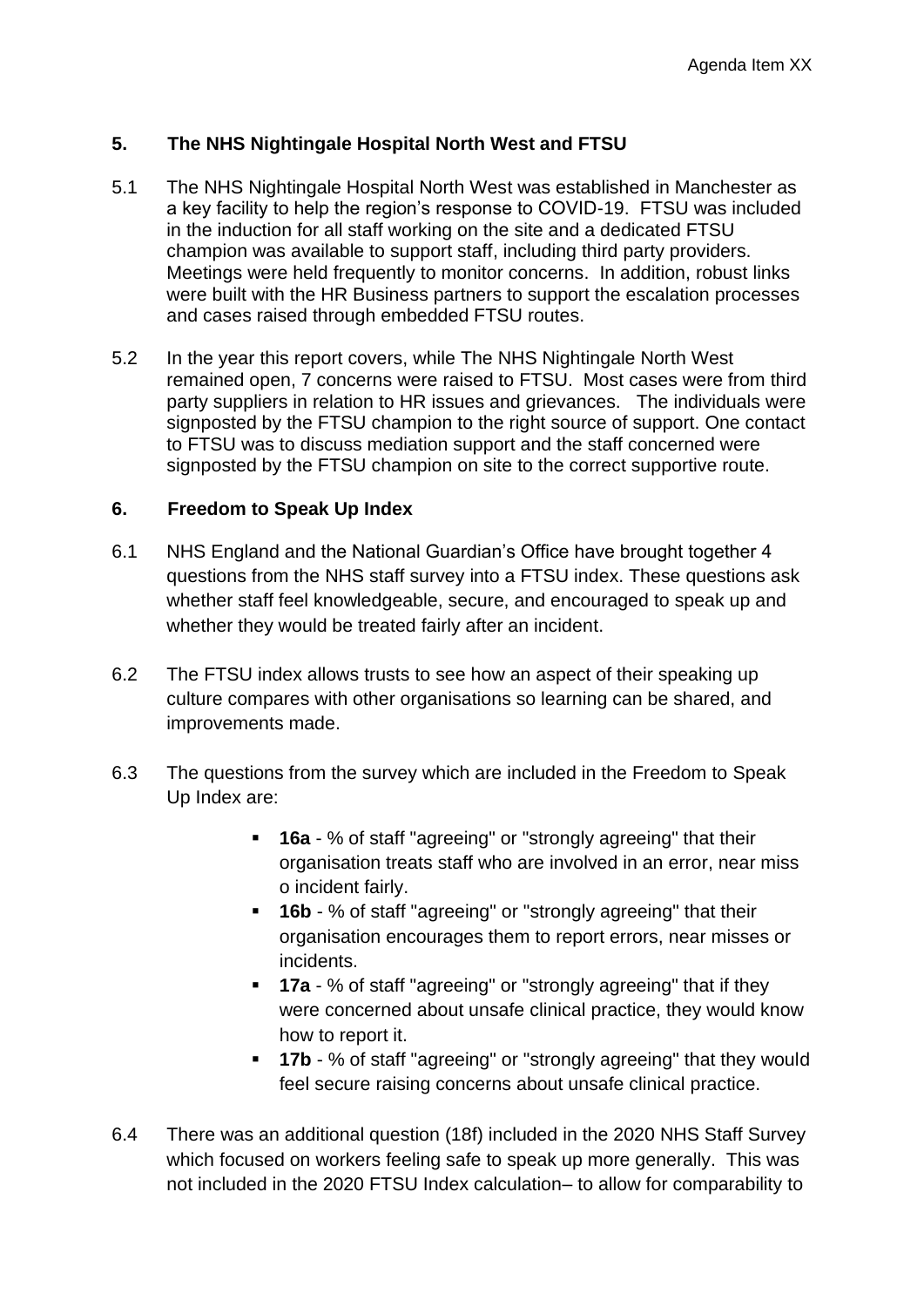## 5. The NHS Nightingale Hospital North West and FTSU

5.1 The NHS Nightingale Hospital North West was established in Manchester as a key facility to help the region's response to COVID-19. FTSU was included in the induction for all staff working on the site and a dedicated FTSU champion was available to support staff, including third party providers. Meetings were held frequently to monitor concerns. In addition, robust links were built with the HR Business partners to support the escalation processes and cases raised through embedded FTSU routes.

5.2 In the year this report covers, while The NHS Nightingale North West remained open, 7 concerns were raised to FTSU. Most cases were from third party suppliers in relation to HR issues and grievances. The individuals were signposted by the FTSU champion to the right source of support. One contact to FTSU was to discuss mediation support and the staff concerned were signposted by the FTSU champion on site to the correct supportive route.

## 6. Freedom to Speak Up Index

6.1 NHS England and the National Guardian's Office have brought together 4 questions from the NHS staff survey into a FTSU index. These questions ask whether staff feel knowledgeable, secure, and encouraged to speak up and whether they would be treated fairly after an incident.

6.2 The FTSU index allows trusts to see how an aspect of their speaking up culture compares with other organisations so learning can be shared, and improvements made.

6.3 The questions from the survey which are included in the Freedom to Speak Up Index are:

- **16a** - % of staff "agreeing" or "strongly agreeing" that their organisation treats staff who are involved in an error, near miss o incident fairly.
- **16b** - % of staff "agreeing" or "strongly agreeing" that their organisation encourages them to report errors, near misses or incidents.
- **17a** - % of staff "agreeing" or "strongly agreeing" that if they were concerned about unsafe clinical practice, they would know how to report it.
- **17b** - % of staff "agreeing" or "strongly agreeing" that they would feel secure raising concerns about unsafe clinical practice.

6.4 There was an additional question (18f) included in the 2020 NHS Staff Survey which focused on workers feeling safe to speak up more generally. This was not included in the 2020 FTSU Index calculation– to allow for comparability to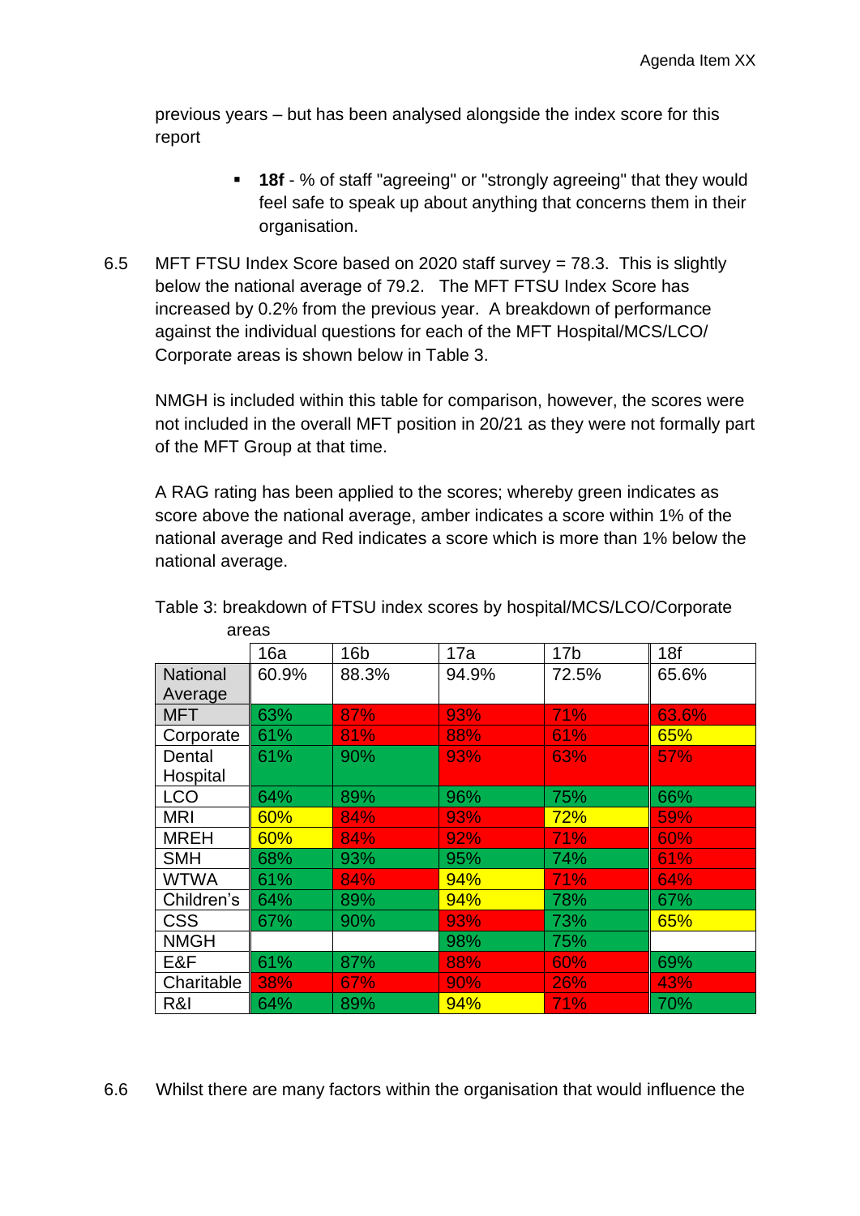previous years – but has been analysed alongside the index score for this report

- **18f** - % of staff "agreeing" or "strongly agreeing" that they would feel safe to speak up about anything that concerns them in their organisation.

6.5 MFT FTSU Index Score based on 2020 staff survey = 78.3. This is slightly below the national average of 79.2. The MFT FTSU Index Score has increased by 0.2% from the previous year. A breakdown of performance against the individual questions for each of the MFT Hospital/MCS/LCO/ Corporate areas is shown below in Table 3.

NMGH is included within this table for comparison, however, the scores were not included in the overall MFT position in 20/21 as they were not formally part of the MFT Group at that time.

A RAG rating has been applied to the scores; whereby green indicates as score above the national average, amber indicates a score within 1% of the national average and Red indicates a score which is more than 1% below the national average.

Table 3: breakdown of FTSU index scores by hospital/MCS/LCO/Corporate areas

| | 16a | 16b | 17a | 17b | 18f |
|---|---|---|---|---|---|
| National Average | 60.9% | 88.3% | 94.9% | 72.5% | 65.6% |
| MFT | 63% | 87% | 93% | 71% | 63.6% |
| Corporate | 61% | 81% | 88% | 61% | 65% |
| Dental Hospital | 61% | 90% | 93% | 63% | 57% |
| LCO | 64% | 89% | 96% | 75% | 66% |
| MRI | 60% | 84% | 93% | 72% | 59% |
| MREH | 60% | 84% | 92% | 71% | 60% |
| SMH | 68% | 93% | 95% | 74% | 61% |
| WTWA | 61% | 84% | 94% | 71% | 64% |
| Children's | 64% | 89% | 94% | 78% | 67% |
| CSS | 67% | 90% | 93% | 73% | 65% |
| NMGH | | | 98% | 75% | |
| E&F | 61% | 87% | 88% | 60% | 69% |
| Charitable | 38% | 67% | 90% | 26% | 43% |
| R&I | 64% | 89% | 94% | 71% | 70% |

6.6 Whilst there are many factors within the organisation that would influence the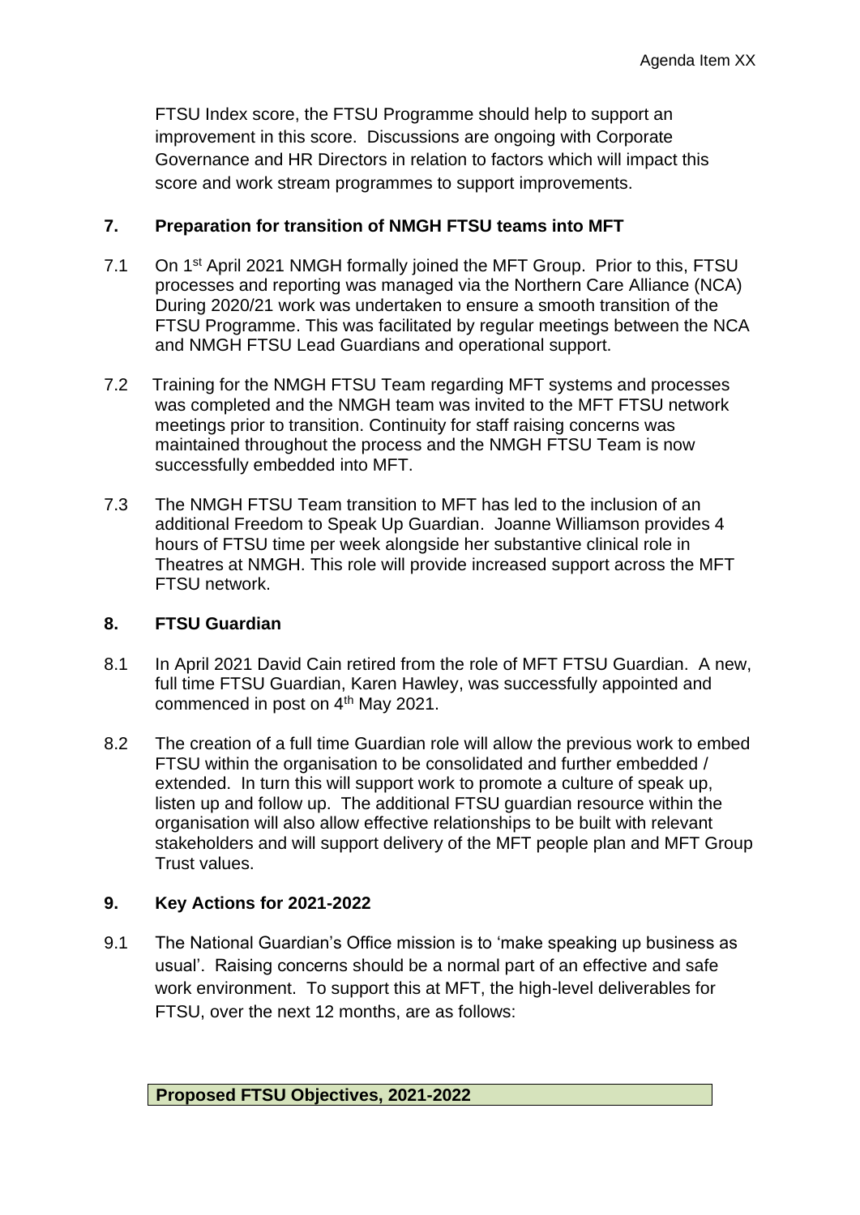FTSU Index score, the FTSU Programme should help to support an improvement in this score. Discussions are ongoing with Corporate Governance and HR Directors in relation to factors which will impact this score and work stream programmes to support improvements.

## 7. Preparation for transition of NMGH FTSU teams into MFT

7.1 On 1st April 2021 NMGH formally joined the MFT Group. Prior to this, FTSU processes and reporting was managed via the Northern Care Alliance (NCA) During 2020/21 work was undertaken to ensure a smooth transition of the FTSU Programme. This was facilitated by regular meetings between the NCA and NMGH FTSU Lead Guardians and operational support.

7.2 Training for the NMGH FTSU Team regarding MFT systems and processes was completed and the NMGH team was invited to the MFT FTSU network meetings prior to transition. Continuity for staff raising concerns was maintained throughout the process and the NMGH FTSU Team is now successfully embedded into MFT.

7.3 The NMGH FTSU Team transition to MFT has led to the inclusion of an additional Freedom to Speak Up Guardian. Joanne Williamson provides 4 hours of FTSU time per week alongside her substantive clinical role in Theatres at NMGH. This role will provide increased support across the MFT FTSU network.

## 8. FTSU Guardian

8.1 In April 2021 David Cain retired from the role of MFT FTSU Guardian. A new, full time FTSU Guardian, Karen Hawley, was successfully appointed and commenced in post on 4th May 2021.

8.2 The creation of a full time Guardian role will allow the previous work to embed FTSU within the organisation to be consolidated and further embedded / extended. In turn this will support work to promote a culture of speak up, listen up and follow up. The additional FTSU guardian resource within the organisation will also allow effective relationships to be built with relevant stakeholders and will support delivery of the MFT people plan and MFT Group Trust values.

## 9. Key Actions for 2021-2022

9.1 The National Guardian's Office mission is to 'make speaking up business as usual'. Raising concerns should be a normal part of an effective and safe work environment. To support this at MFT, the high-level deliverables for FTSU, over the next 12 months, are as follows:

| **Proposed FTSU Objectives, 2021-2022** |
| --- |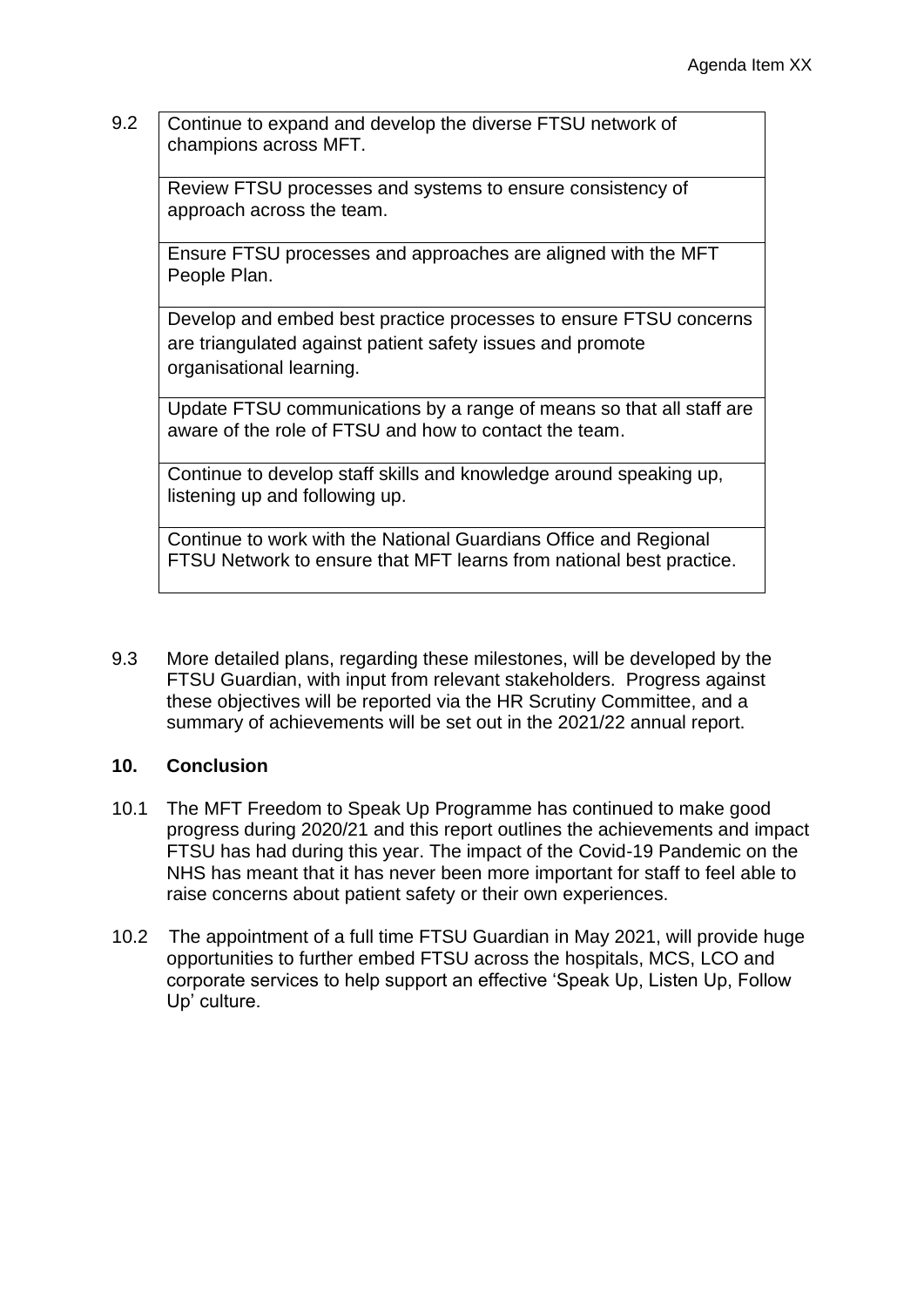9.2

| |
|---|
| Continue to expand and develop the diverse FTSU network of champions across MFT. |
| Review FTSU processes and systems to ensure consistency of approach across the team. |
| Ensure FTSU processes and approaches are aligned with the MFT People Plan. |
| Develop and embed best practice processes to ensure FTSU concerns are triangulated against patient safety issues and promote organisational learning. |
| Update FTSU communications by a range of means so that all staff are aware of the role of FTSU and how to contact the team. |
| Continue to develop staff skills and knowledge around speaking up, listening up and following up. |
| Continue to work with the National Guardians Office and Regional FTSU Network to ensure that MFT learns from national best practice. |

9.3 More detailed plans, regarding these milestones, will be developed by the FTSU Guardian, with input from relevant stakeholders. Progress against these objectives will be reported via the HR Scrutiny Committee, and a summary of achievements will be set out in the 2021/22 annual report.

## 10. Conclusion

10.1 The MFT Freedom to Speak Up Programme has continued to make good progress during 2020/21 and this report outlines the achievements and impact FTSU has had during this year. The impact of the Covid-19 Pandemic on the NHS has meant that it has never been more important for staff to feel able to raise concerns about patient safety or their own experiences.

10.2 The appointment of a full time FTSU Guardian in May 2021, will provide huge opportunities to further embed FTSU across the hospitals, MCS, LCO and corporate services to help support an effective 'Speak Up, Listen Up, Follow Up' culture.